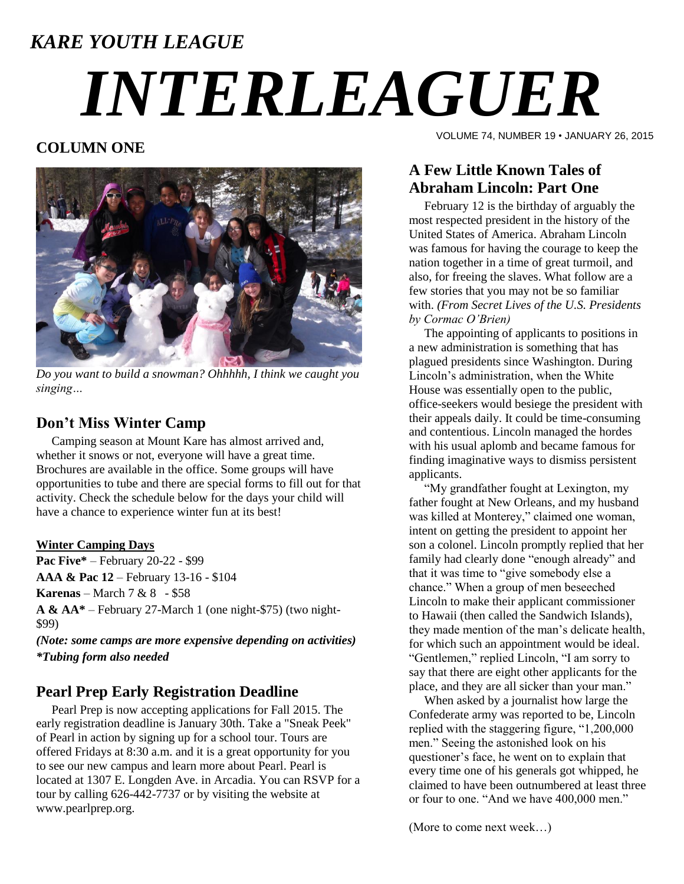*KARE YOUTH LEAGUE*

# *INTERLEAGUER*

VOLUME 74, NUMBER 19 • JANUARY 26, 2015

## COLUMN ONE

*Do you want to build a snowman? Ohhhhh, I think we caught you singing…*

### Don't Miss Winter Camp

Camping season at Mount Kare has almost arrived and, whether it snows or not, everyone will have a great time. Brochures are available in the office. Some groups will have opportunities to tube and there are special forms to fill out for that activity. Check the schedule below for the days your child will have a chance to experience winter fun at its best!

**Winter Camping Days**

**Pac Five*** – February 20-22 - $99

**AAA & Pac 12** – February 13-16 - $104

**Karenas** – March 7 & 8 - $58

**A & AA*** – February 27-March 1 (one night-$75) (two night-$99)

***(Note: some camps are more expensive depending on activities)***

****Tubing form also needed***

### Pearl Prep Early Registration Deadline

Pearl Prep is now accepting applications for Fall 2015. The early registration deadline is January 30th. Take a "Sneak Peek" of Pearl in action by signing up for a school tour. Tours are offered Fridays at 8:30 a.m. and it is a great opportunity for you to see our new campus and learn more about Pearl. Pearl is located at 1307 E. Longden Ave. in Arcadia. You can RSVP for a tour by calling 626-442-7737 or by visiting the website at www.pearlprep.org.

### A Few Little Known Tales of Abraham Lincoln: Part One

February 12 is the birthday of arguably the most respected president in the history of the United States of America. Abraham Lincoln was famous for having the courage to keep the nation together in a time of great turmoil, and also, for freeing the slaves. What follow are a few stories that you may not be so familiar with. *(From Secret Lives of the U.S. Presidents by Cormac O'Brien)*

The appointing of applicants to positions in a new administration is something that has plagued presidents since Washington. During Lincoln's administration, when the White House was essentially open to the public, office-seekers would besiege the president with their appeals daily. It could be time-consuming and contentious. Lincoln managed the hordes with his usual aplomb and became famous for finding imaginative ways to dismiss persistent applicants.

"My grandfather fought at Lexington, my father fought at New Orleans, and my husband was killed at Monterey," claimed one woman, intent on getting the president to appoint her son a colonel. Lincoln promptly replied that her family had clearly done "enough already" and that it was time to "give somebody else a chance." When a group of men beseeched Lincoln to make their applicant commissioner to Hawaii (then called the Sandwich Islands), they made mention of the man's delicate health, for which such an appointment would be ideal. "Gentlemen," replied Lincoln, "I am sorry to say that there are eight other applicants for the place, and they are all sicker than your man."

When asked by a journalist how large the Confederate army was reported to be, Lincoln replied with the staggering figure, "1,200,000 men." Seeing the astonished look on his questioner's face, he went on to explain that every time one of his generals got whipped, he claimed to have been outnumbered at least three or four to one. "And we have 400,000 men."

(More to come next week…)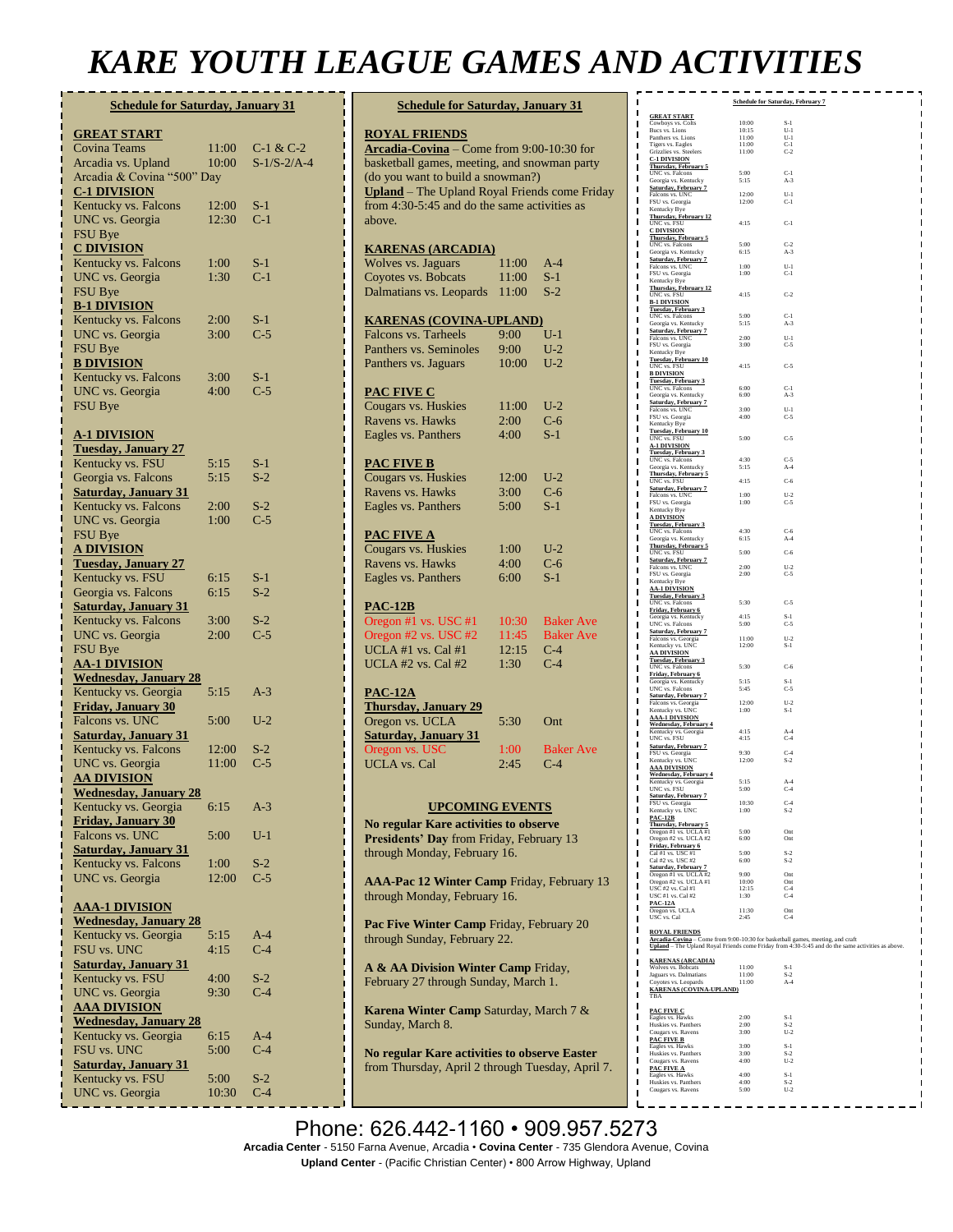# KARE YOUTH LEAGUE GAMES AND ACTIVITIES

## Schedule for Saturday, January 31

**GREAT START**

| | | |
|---|---|---|
| Covina Teams | 11:00 | C-1 & C-2 |
| Arcadia vs. Upland | 10:00 | S-1/S-2/A-4 |
| Arcadia & Covina "500" Day | | |

**C-1 DIVISION**

| | | |
|---|---|---|
| Kentucky vs. Falcons | 12:00 | S-1 |
| UNC vs. Georgia | 12:30 | C-1 |
| FSU Bye | | |

**C DIVISION**

| | | |
|---|---|---|
| Kentucky vs. Falcons | 1:00 | S-1 |
| UNC vs. Georgia | 1:30 | C-1 |
| FSU Bye | | |

**B-1 DIVISION**

| | | |
|---|---|---|
| Kentucky vs. Falcons | 2:00 | S-1 |
| UNC vs. Georgia | 3:00 | C-5 |
| FSU Bye | | |

**B DIVISION**

| | | |
|---|---|---|
| Kentucky vs. Falcons | 3:00 | S-1 |
| UNC vs. Georgia | 4:00 | C-5 |
| FSU Bye | | |

**A-1 DIVISION**

**Tuesday, January 27**

| | | |
|---|---|---|
| Kentucky vs. FSU | 5:15 | S-1 |
| Georgia vs. Falcons | 5:15 | S-2 |

**Saturday, January 31**

| | | |
|---|---|---|
| Kentucky vs. Falcons | 2:00 | S-2 |
| UNC vs. Georgia | 1:00 | C-5 |
| FSU Bye | | |

**A DIVISION**

**Tuesday, January 27**

| | | |
|---|---|---|
| Kentucky vs. FSU | 6:15 | S-1 |
| Georgia vs. Falcons | 6:15 | S-2 |

**Saturday, January 31**

| | | |
|---|---|---|
| Kentucky vs. Falcons | 3:00 | S-2 |
| UNC vs. Georgia | 2:00 | C-5 |
| FSU Bye | | |

**AA-1 DIVISION**

**Wednesday, January 28**

| | | |
|---|---|---|
| Kentucky vs. Georgia | 5:15 | A-3 |

**Friday, January 30**

| | | |
|---|---|---|
| Falcons vs. UNC | 5:00 | U-2 |

**Saturday, January 31**

| | | |
|---|---|---|
| Kentucky vs. Falcons | 12:00 | S-2 |
| UNC vs. Georgia | 11:00 | C-5 |

**AA DIVISION**

**Wednesday, January 28**

| | | |
|---|---|---|
| Kentucky vs. Georgia | 6:15 | A-3 |

**Friday, January 30**

| | | |
|---|---|---|
| Falcons vs. UNC | 5:00 | U-1 |

**Saturday, January 31**

| | | |
|---|---|---|
| Kentucky vs. Falcons | 1:00 | S-2 |
| UNC vs. Georgia | 12:00 | C-5 |

**AAA-1 DIVISION**

**Wednesday, January 28**

| | | |
|---|---|---|
| Kentucky vs. Georgia | 5:15 | A-4 |
| FSU vs. UNC | 4:15 | C-4 |

**Saturday, January 31**

| | | |
|---|---|---|
| Kentucky vs. FSU | 4:00 | S-2 |
| UNC vs. Georgia | 9:30 | C-4 |

**AAA DIVISION**

**Wednesday, January 28**

| | | |
|---|---|---|
| Kentucky vs. Georgia | 6:15 | A-4 |
| FSU vs. UNC | 5:00 | C-4 |

**Saturday, January 31**

| | | |
|---|---|---|
| Kentucky vs. FSU | 5:00 | S-2 |
| UNC vs. Georgia | 10:30 | C-4 |

## Schedule for Saturday, January 31

**ROYAL FRIENDS**

**Arcadia-Covina** – Come from 9:00-10:30 for basketball games, meeting, and snowman party (do you want to build a snowman?)

**Upland** – The Upland Royal Friends come Friday from 4:30-5:45 and do the same activities as above.

**KARENAS (ARCADIA)**

| | | |
|---|---|---|
| Wolves vs. Jaguars | 11:00 | A-4 |
| Coyotes vs. Bobcats | 11:00 | S-1 |
| Dalmatians vs. Leopards | 11:00 | S-2 |

**KARENAS (COVINA-UPLAND)**

| | | |
|---|---|---|
| Falcons vs. Tarheels | 9:00 | U-1 |
| Panthers vs. Seminoles | 9:00 | U-2 |
| Panthers vs. Jaguars | 10:00 | U-2 |

**PAC FIVE C**

| | | |
|---|---|---|
| Cougars vs. Huskies | 11:00 | U-2 |
| Ravens vs. Hawks | 2:00 | C-6 |
| Eagles vs. Panthers | 4:00 | S-1 |

**PAC FIVE B**

| | | |
|---|---|---|
| Cougars vs. Huskies | 12:00 | U-2 |
| Ravens vs. Hawks | 3:00 | C-6 |
| Eagles vs. Panthers | 5:00 | S-1 |

**PAC FIVE A**

| | | |
|---|---|---|
| Cougars vs. Huskies | 1:00 | U-2 |
| Ravens vs. Hawks | 4:00 | C-6 |
| Eagles vs. Panthers | 6:00 | S-1 |

**PAC-12B**

| | | |
|---|---|---|
| Oregon #1 vs. USC #1 | 10:30 | Baker Ave |
| Oregon #2 vs. USC #2 | 11:45 | Baker Ave |
| UCLA #1 vs. Cal #1 | 12:15 | C-4 |
| UCLA #2 vs. Cal #2 | 1:30 | C-4 |

**PAC-12A**

**Thursday, January 29**

| | | |
|---|---|---|
| Oregon vs. UCLA | 5:30 | Ont |

**Saturday, January 31**

| | | |
|---|---|---|
| Oregon vs. USC | 1:00 | Baker Ave |
| UCLA vs. Cal | 2:45 | C-4 |

## UPCOMING EVENTS

**No regular Kare activities to observe Presidents' Day** from Friday, February 13 through Monday, February 16.

**AAA-Pac 12 Winter Camp** Friday, February 13 through Monday, February 16.

**Pac Five Winter Camp** Friday, February 20 through Sunday, February 22.

**A & AA Division Winter Camp** Friday, February 27 through Sunday, March 1.

**Karena Winter Camp** Saturday, March 7 & Sunday, March 8.

**No regular Kare activities to observe Easter** from Thursday, April 2 through Tuesday, April 7.

## Schedule for Saturday, February 7

**GREAT START**

| | | |
|---|---|---|
| Cowboys vs. Colts | 10:00 | S-1 |
| Bucs vs. Lions | 10:15 | U-1 |
| Panthers vs. Lions | 11:00 | U-1 |
| Tigers vs. Eagles | 11:00 | C-1 |
| Grizzlies vs. Steelers | 11:00 | C-2 |

**C-1 DIVISION**

**Thursday, February 5**

| | | |
|---|---|---|
| UNC vs. Falcons | 5:00 | C-1 |
| Georgia vs. Kentucky | 5:15 | A-3 |

**Saturday, February 7**

| | | |
|---|---|---|
| Falcons vs. UNC | 12:00 | U-1 |
| FSU vs. Georgia | 12:00 | C-1 |
| Kentucky Bye | | |

**Thursday, February 12**

| | | |
|---|---|---|
| UNC vs. FSU | 4:15 | C-1 |

**C DIVISION**

**Thursday, February 5**

| | | |
|---|---|---|
| UNC vs. Falcons | 5:00 | C-2 |
| Georgia vs. Kentucky | 6:15 | A-3 |

**Saturday, February 7**

| | | |
|---|---|---|
| Falcons vs. UNC | 1:00 | U-1 |
| FSU vs. Georgia | 1:00 | C-1 |
| Kentucky Bye | | |

**Thursday, February 12**

| | | |
|---|---|---|
| UNC vs. FSU | 4:15 | C-2 |

**B-1 DIVISION**

**Tuesday, February 3**

| | | |
|---|---|---|
| UNC vs. Falcons | 5:00 | C-1 |
| Georgia vs. Kentucky | 5:15 | A-3 |

**Saturday, February 7**

| | | |
|---|---|---|
| Falcons vs. UNC | 2:00 | U-1 |
| FSU vs. Georgia | 3:00 | C-5 |
| Kentucky Bye | | |

**Tuesday, February 10**

| | | |
|---|---|---|
| UNC vs. FSU | 4:15 | C-5 |

**B DIVISION**

**Tuesday, February 3**

| | | |
|---|---|---|
| UNC vs. Falcons | 6:00 | C-1 |
| Georgia vs. Kentucky | 6:00 | A-3 |

**Saturday, February 7**

| | | |
|---|---|---|
| Falcons vs. UNC | 3:00 | U-1 |
| FSU vs. Georgia | 4:00 | C-5 |
| Kentucky Bye | | |

**Tuesday, February 10**

| | | |
|---|---|---|
| UNC vs. FSU | 5:00 | C-5 |

**A-1 DIVISION**

**Tuesday, February 3**

| | | |
|---|---|---|
| UNC vs. Falcons | 4:30 | C-5 |
| Georgia vs. Kentucky | 5:15 | A-4 |

**Thursday, February 5**

| | | |
|---|---|---|
| UNC vs. FSU | 4:15 | C-6 |

**Saturday, February 7**

| | | |
|---|---|---|
| Falcons vs. UNC | 1:00 | U-2 |
| FSU vs. Georgia | 1:00 | C-5 |
| Kentucky Bye | | |

**A DIVISION**

**Tuesday, February 3**

| | | |
|---|---|---|
| UNC vs. Falcons | 4:30 | C-6 |
| Georgia vs. Kentucky | 6:15 | A-4 |

**Thursday, February 5**

| | | |
|---|---|---|
| UNC vs. FSU | 5:00 | C-6 |

**Saturday, February 7**

| | | |
|---|---|---|
| Falcons vs. UNC | 2:00 | U-2 |
| FSU vs. Georgia | 2:00 | C-5 |
| Kentucky Bye | | |

**AA-1 DIVISION**

**Tuesday, February 3**

| | | |
|---|---|---|
| UNC vs. Falcons | 5:30 | C-5 |

**Friday, February 6**

| | | |
|---|---|---|
| Georgia vs. Kentucky | 4:15 | S-1 |
| UNC vs. Falcons | 5:00 | C-5 |

**Saturday, February 7**

| | | |
|---|---|---|
| Falcons vs. Georgia | 11:00 | U-2 |
| Kentucky vs. UNC | 12:00 | S-1 |

**AA DIVISION**

**Tuesday, February 3**

| | | |
|---|---|---|
| UNC vs. Falcons | 5:30 | C-6 |

**Friday, February 6**

| | | |
|---|---|---|
| Georgia vs. Kentucky | 5:15 | S-1 |
| UNC vs. Falcons | 5:45 | C-5 |

**Saturday, February 7**

| | | |
|---|---|---|
| Falcons vs. Georgia | 12:00 | U-2 |
| Kentucky vs. UNC | 1:00 | S-1 |

**AAA-1 DIVISION**

**Wednesday, February 4**

| | | |
|---|---|---|
| Kentucky vs. Georgia | 4:15 | A-4 |
| UNC vs. FSU | 4:15 | C-4 |

**Saturday, February 7**

| | | |
|---|---|---|
| FSU vs. Georgia | 9:30 | C-4 |
| Kentucky vs. UNC | 12:00 | S-2 |

**AAA DIVISION**

**Wednesday, February 4**

| | | |
|---|---|---|
| Kentucky vs. Georgia | 5:15 | A-4 |
| UNC vs. FSU | 5:00 | C-4 |

**Saturday, February 7**

| | | |
|---|---|---|
| FSU vs. Georgia | 10:30 | C-4 |
| Kentucky vs. UNC | 1:00 | S-2 |

**PAC-12B**

**Thursday, February 5**

| | | |
|---|---|---|
| Oregon #1 vs. UCLA #1 | 5:00 | Ont |
| Oregon #2 vs. UCLA #2 | 6:00 | Ont |

**Friday, February 6**

| | | |
|---|---|---|
| Cal #1 vs. USC #1 | 5:00 | S-2 |
| Cal #2 vs. USC #2 | 6:00 | S-2 |

**Saturday, February 7**

| | | |
|---|---|---|
| Oregon #1 vs. UCLA #2 | 9:00 | Ont |
| Oregon #2 vs. UCLA #1 | 10:00 | Ont |
| USC #2 vs. Cal #1 | 12:15 | C-4 |
| USC #1 vs. Cal #2 | 1:30 | C-4 |

**PAC-12A**

| | | |
|---|---|---|
| Oregon vs. UCLA | 11:30 | Ont |
| USC vs. Cal | 2:45 | C-4 |

**ROYAL FRIENDS**

**Arcadia-Covina** – Come from 9:00-10:30 for basketball games, meeting, and craft

**Upland** – The Upland Royal Friends come Friday from 4:30-5:45 and do the same activities as above.

**KARENAS (ARCADIA)**

| | | |
|---|---|---|
| Wolves vs. Bobcats | 11:00 | S-1 |
| Jaguars vs. Dalmatians | 11:00 | S-2 |
| Coyotes vs. Leopards | 11:00 | A-4 |

**KARENAS (COVINA-UPLAND)**

TBA

**PAC FIVE C**

| | | |
|---|---|---|
| Eagles vs. Hawks | 2:00 | S-1 |
| Huskies vs. Panthers | 2:00 | S-2 |
| Cougars vs. Ravens | 3:00 | U-2 |

**PAC FIVE B**

| | | |
|---|---|---|
| Eagles vs. Hawks | 3:00 | S-1 |
| Huskies vs. Panthers | 3:00 | S-2 |
| Cougars vs. Ravens | 4:00 | U-2 |

**PAC FIVE A**

| | | |
|---|---|---|
| Eagles vs. Hawks | 4:00 | S-1 |
| Huskies vs. Panthers | 4:00 | S-2 |
| Cougars vs. Ravens | 5:00 | U-2 |

Phone: 626.442-1160 • 909.957.5273

**Arcadia Center** - 5150 Farna Avenue, Arcadia • **Covina Center** - 735 Glendora Avenue, Covina

**Upland Center** - (Pacific Christian Center) • 800 Arrow Highway, Upland